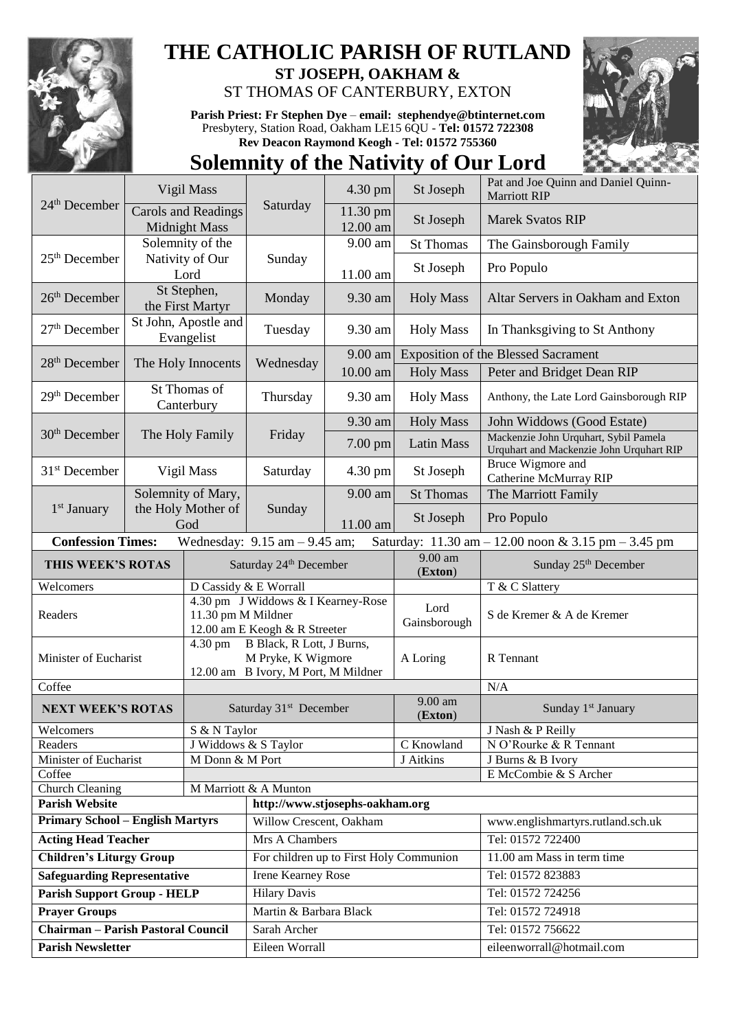# THE CATHOLIC PARISH OF RUTLAND

**ST JOSEPH, OAKHAM &**

ST THOMAS OF CANTERBURY, EXTON

**Parish Priest: Fr Stephen Dye** – **email: stephendye@btinternet.com**
Presbytery, Station Road, Oakham LE15 6QU - **Tel: 01572 722308**
**Rev Deacon Raymond Keogh - Tel: 01572 755360**

## Solemnity of the Nativity of Our Lord

| Date | Feast | Day | Time | Place | Intention |
|---|---|---|---|---|---|
| 24th December | Vigil Mass | Saturday | 4.30 pm | St Joseph | Pat and Joe Quinn and Daniel Quinn-Marriott RIP |
| | Carols and Readings Midnight Mass | | 11.30 pm 12.00 am | St Joseph | Marek Svatos RIP |
| 25th December | Solemnity of the Nativity of Our Lord | Sunday | 9.00 am | St Thomas | The Gainsborough Family |
| | | | 11.00 am | St Joseph | Pro Populo |
| 26th December | St Stephen, the First Martyr | Monday | 9.30 am | Holy Mass | Altar Servers in Oakham and Exton |
| 27th December | St John, Apostle and Evangelist | Tuesday | 9.30 am | Holy Mass | In Thanksgiving to St Anthony |
| 28th December | The Holy Innocents | Wednesday | 9.00 am | Exposition of the Blessed Sacrament | |
| | | | 10.00 am | Holy Mass | Peter and Bridget Dean RIP |
| 29th December | St Thomas of Canterbury | Thursday | 9.30 am | Holy Mass | Anthony, the Late Lord Gainsborough RIP |
| 30th December | The Holy Family | Friday | 9.30 am | Holy Mass | John Widdows (Good Estate) |
| | | | 7.00 pm | Latin Mass | Mackenzie John Urquhart, Sybil Pamela Urquhart and Mackenzie John Urquhart RIP |
| 31st December | Vigil Mass | Saturday | 4.30 pm | St Joseph | Bruce Wigmore and Catherine McMurray RIP |
| 1st January | Solemnity of Mary, the Holy Mother of God | Sunday | 9.00 am | St Thomas | The Marriott Family |
| | | | 11.00 am | St Joseph | Pro Populo |

**Confession Times:** Wednesday: 9.15 am – 9.45 am; Saturday: 11.30 am – 12.00 noon & 3.15 pm – 3.45 pm

| THIS WEEK'S ROTAS | Saturday 24th December | 9.00 am (Exton) | Sunday 25th December |
|---|---|---|---|
| Welcomers | D Cassidy & E Worrall | | T & C Slattery |
| Readers | 4.30 pm J Widdows & I Kearney-Rose<br>11.30 pm M Mildner<br>12.00 am E Keogh & R Streeter | Lord Gainsborough | S de Kremer & A de Kremer |
| Minister of Eucharist | 4.30 pm B Black, R Lott, J Burns, M Pryke, K Wigmore<br>12.00 am B Ivory, M Port, M Mildner | A Loring | R Tennant |
| Coffee | | | N/A |
| **NEXT WEEK'S ROTAS** | **Saturday 31st December** | **9.00 am (Exton)** | **Sunday 1st January** |
| Welcomers | S & N Taylor | | J Nash & P Reilly |
| Readers | J Widdows & S Taylor | C Knowland | N O'Rourke & R Tennant |
| Minister of Eucharist | M Donn & M Port | J Aitkins | J Burns & B Ivory |
| Coffee | | | E McCombie & S Archer |
| Church Cleaning | M Marriott & A Munton | | |

| | | |
|---|---|---|
| **Parish Website** | http://www.stjosephs-oakham.org | |
| **Primary School – English Martyrs** | Willow Crescent, Oakham | www.englishmartyrs.rutland.sch.uk |
| **Acting Head Teacher** | Mrs A Chambers | Tel: 01572 722400 |
| **Children's Liturgy Group** | For children up to First Holy Communion | 11.00 am Mass in term time |
| **Safeguarding Representative** | Irene Kearney Rose | Tel: 01572 823883 |
| **Parish Support Group - HELP** | Hilary Davis | Tel: 01572 724256 |
| **Prayer Groups** | Martin & Barbara Black | Tel: 01572 724918 |
| **Chairman – Parish Pastoral Council** | Sarah Archer | Tel: 01572 756622 |
| **Parish Newsletter** | Eileen Worrall | eileenworrall@hotmail.com |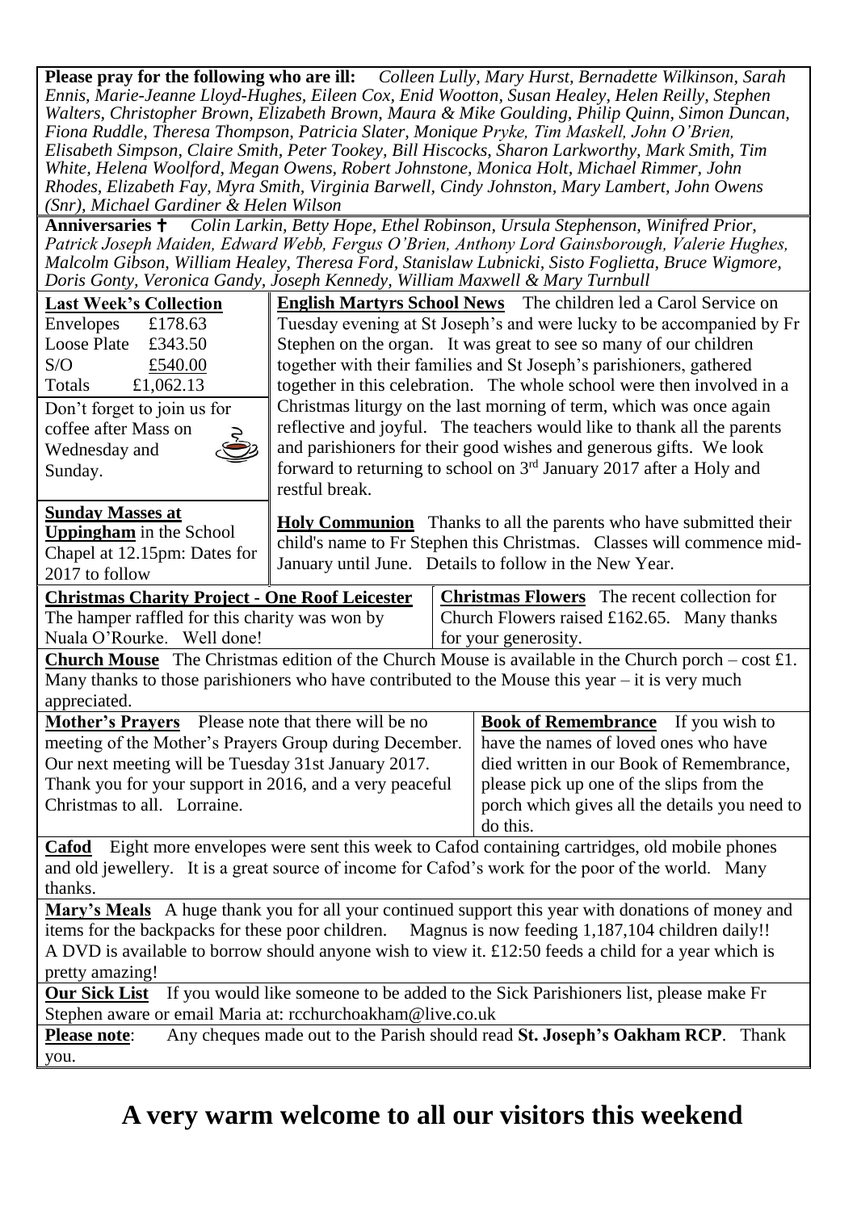**Please pray for the following who are ill:** *Colleen Lully, Mary Hurst, Bernadette Wilkinson, Sarah Ennis, Marie-Jeanne Lloyd-Hughes, Eileen Cox, Enid Wootton, Susan Healey, Helen Reilly, Stephen Walters, Christopher Brown, Elizabeth Brown, Maura & Mike Goulding, Philip Quinn, Simon Duncan, Fiona Ruddle, Theresa Thompson, Patricia Slater, Monique Pryke, Tim Maskell, John O'Brien, Elisabeth Simpson, Claire Smith, Peter Tookey, Bill Hiscocks, Sharon Larkworthy, Mark Smith, Tim White, Helena Woolford, Megan Owens, Robert Johnstone, Monica Holt, Michael Rimmer, John Rhodes, Elizabeth Fay, Myra Smith, Virginia Barwell, Cindy Johnston, Mary Lambert, John Owens (Snr), Michael Gardiner & Helen Wilson*

**Anniversaries ✝** *Colin Larkin, Betty Hope, Ethel Robinson, Ursula Stephenson, Winifred Prior, Patrick Joseph Maiden, Edward Webb, Fergus O'Brien, Anthony Lord Gainsborough, Valerie Hughes, Malcolm Gibson, William Healey, Theresa Ford, Stanislaw Lubnicki, Sisto Foglietta, Bruce Wigmore, Doris Gonty, Veronica Gandy, Joseph Kennedy, William Maxwell & Mary Turnbull*

**Last Week's Collection**

| | |
|---|---|
| Envelopes | £178.63 |
| Loose Plate | £343.50 |
| S/O | £540.00 |
| Totals | £1,062.13 |

Don't forget to join us for coffee after Mass on Wednesday and Sunday.

**English Martyrs School News** The children led a Carol Service on Tuesday evening at St Joseph's and were lucky to be accompanied by Fr Stephen on the organ. It was great to see so many of our children together with their families and St Joseph's parishioners, gathered together in this celebration. The whole school were then involved in a Christmas liturgy on the last morning of term, which was once again reflective and joyful. The teachers would like to thank all the parents and parishioners for their good wishes and generous gifts. We look forward to returning to school on 3rd January 2017 after a Holy and restful break.

**Sunday Masses at Uppingham** in the School Chapel at 12.15pm: Dates for 2017 to follow

**Holy Communion** Thanks to all the parents who have submitted their child's name to Fr Stephen this Christmas. Classes will commence mid-January until June. Details to follow in the New Year.

**Christmas Charity Project - One Roof Leicester** The hamper raffled for this charity was won by Nuala O'Rourke. Well done!

**Christmas Flowers** The recent collection for Church Flowers raised £162.65. Many thanks for your generosity.

**Church Mouse** The Christmas edition of the Church Mouse is available in the Church porch – cost £1. Many thanks to those parishioners who have contributed to the Mouse this year – it is very much appreciated.

**Mother's Prayers** Please note that there will be no meeting of the Mother's Prayers Group during December. Our next meeting will be Tuesday 31st January 2017. Thank you for your support in 2016, and a very peaceful Christmas to all. Lorraine.

**Book of Remembrance** If you wish to have the names of loved ones who have died written in our Book of Remembrance, please pick up one of the slips from the porch which gives all the details you need to do this.

**Cafod** Eight more envelopes were sent this week to Cafod containing cartridges, old mobile phones and old jewellery. It is a great source of income for Cafod's work for the poor of the world. Many thanks.

**Mary's Meals** A huge thank you for all your continued support this year with donations of money and items for the backpacks for these poor children. Magnus is now feeding 1,187,104 children daily!! A DVD is available to borrow should anyone wish to view it. £12:50 feeds a child for a year which is pretty amazing!

**Our Sick List** If you would like someone to be added to the Sick Parishioners list, please make Fr Stephen aware or email Maria at: rcchurchoakham@live.co.uk

**Please note**: Any cheques made out to the Parish should read **St. Joseph's Oakham RCP**. Thank you.

# A very warm welcome to all our visitors this weekend